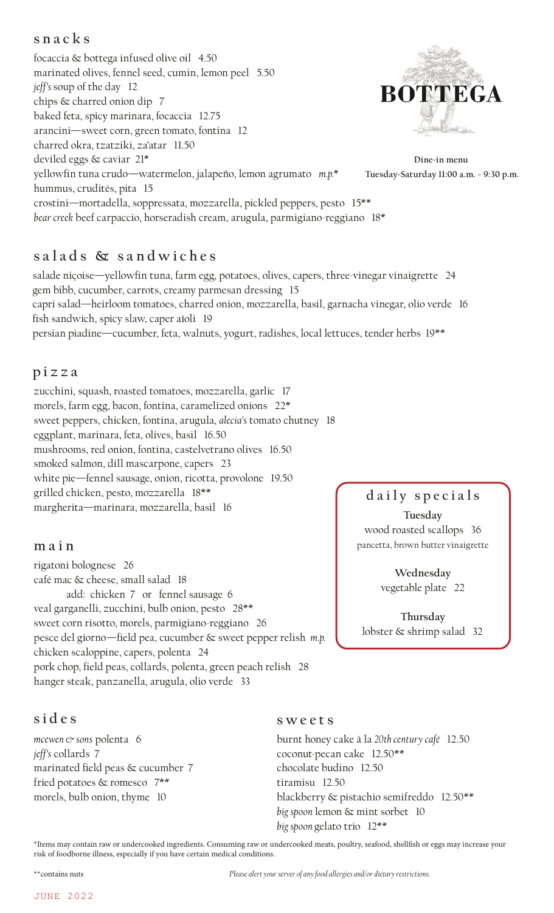# BOTTEGA

Dine-in menu
Tuesday-Saturday 11:00 a.m. - 9:30 p.m.

## snacks

focaccia & bottega infused olive oil 4.50
marinated olives, fennel seed, cumin, lemon peel 5.50
*jeff's* soup of the day 12
chips & charred onion dip 7
baked feta, spicy marinara, focaccia 12.75
arancini—sweet corn, green tomato, fontina 12
charred okra, tzatziki, za'atar 11.50
deviled eggs & caviar 21*
yellowfin tuna crudo—watermelon, jalapeño, lemon agrumato *m.p.**
hummus, crudités, pita 15
crostini—mortadella, soppressata, mozzarella, pickled peppers, pesto 15**
*bear creek* beef carpaccio, horseradish cream, arugula, parmigiano-reggiano 18*

## salads & sandwiches

salade niçoise—yellowfin tuna, farm egg, potatoes, olives, capers, three-vinegar vinaigrette 24
gem bibb, cucumber, carrots, creamy parmesan dressing 15
capri salad—heirloom tomatoes, charred onion, mozzarella, basil, garnacha vinegar, olio verde 16
fish sandwich, spicy slaw, caper aïoli 19
persian piadine—cucumber, feta, walnuts, yogurt, radishes, local lettuces, tender herbs 19**

## pizza

zucchini, squash, roasted tomatoes, mozzarella, garlic 17
morels, farm egg, bacon, fontina, caramelized onions 22*
sweet peppers, chicken, fontina, arugula, *alecia's* tomato chutney 18
eggplant, marinara, feta, olives, basil 16.50
mushrooms, red onion, fontina, castelvetrano olives 16.50
smoked salmon, dill mascarpone, capers 23
white pie—fennel sausage, onion, ricotta, provolone 19.50
grilled chicken, pesto, mozzarella 18**
margherita—marinara, mozzarella, basil 16

## daily specials

**Tuesday**
wood roasted scallops 36
pancetta, brown butter vinaigrette

**Wednesday**
vegetable plate 22

**Thursday**
lobster & shrimp salad 32

## main

rigatoni bolognese 26
café mac & cheese, small salad 18
add: chicken 7 or fennel sausage 6
veal garganelli, zucchini, bulb onion, pesto 28**
sweet corn risotto, morels, parmigiano-reggiano 26
pesce del giorno—field pea, cucumber & sweet pepper relish *m.p.*
chicken scaloppine, capers, polenta 24
pork chop, field peas, collards, polenta, green peach relish 28
hanger steak, panzanella, arugula, olio verde 33

## sides

*mcewen & sons* polenta 6
*jeff's* collards 7
marinated field peas & cucumber 7
fried potatoes & romesco 7**
morels, bulb onion, thyme 10

## sweets

burnt honey cake à la *20th century café* 12.50
coconut-pecan cake 12.50**
chocolate budino 12.50
tiramisu 12.50
blackberry & pistachio semifreddo 12.50**
*big spoon* lemon & mint sorbet 10
*big spoon* gelato trio 12**

*Items may contain raw or undercooked ingredients. Consuming raw or undercooked meats, poultry, seafood, shellfish or eggs may increase your risk of foodborne illness, especially if you have certain medical conditions.

**contains nuts

*Please alert your server of any food allergies and/or dietary restrictions.*

JUNE 2022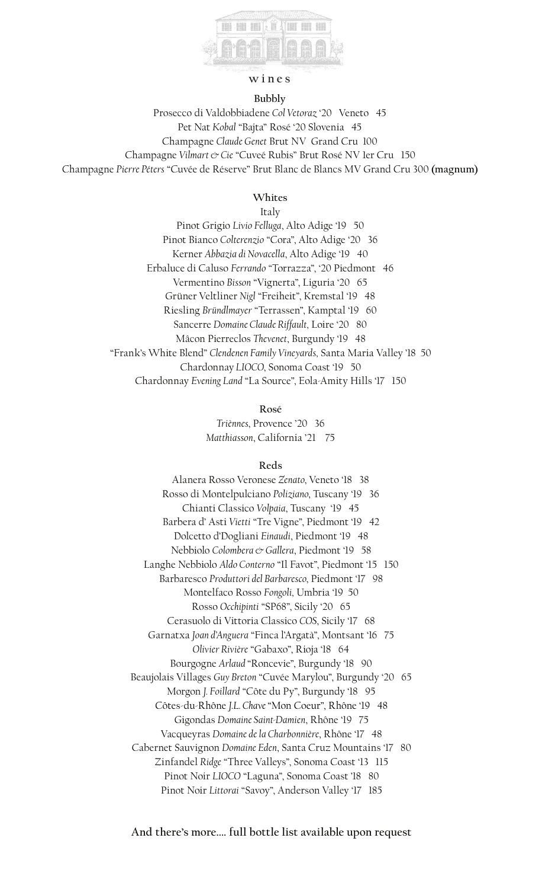# wines

## Bubbly

Prosecco di Valdobbiadene *Col Vetoraz* '20 Veneto 45

Pet Nat *Kobal* "Bajta" Rosé '20 Slovenia 45

Champagne *Claude Genet* Brut NV Grand Cru 100

Champagne *Vilmart & Cie* "Cuveé Rubis" Brut Rosé NV 1er Cru 150

Champagne *Pierre Péters* "Cuvée de Réserve" Brut Blanc de Blancs MV Grand Cru 300 **(magnum)**

## Whites

Italy

Pinot Grigio *Livio Felluga*, Alto Adige '19 50

Pinot Bianco *Colterenzio* "Cora", Alto Adige '20 36

Kerner *Abbazia di Novacella*, Alto Adige '19 40

Erbaluce di Caluso *Ferrando* "Torrazza", '20 Piedmont 46

Vermentino *Bisson* "Vignerta", Liguria '20 65

Grüner Veltliner *Nigl* "Freiheit", Kremstal '19 48

Riesling *Bründlmayer* "Terrassen", Kamptal '19 60

Sancerre *Domaine Claude Riffault*, Loire '20 80

Mâcon Pierreclos *Thevenet*, Burgundy '19 48

"Frank's White Blend" *Clendenen Family Vineyards*, Santa Maria Valley '18 50

Chardonnay *LIOCO*, Sonoma Coast '19 50

Chardonnay *Evening Land* "La Source", Eola-Amity Hills '17 150

## Rosé

*Triènnes*, Provence '20 36

*Matthiasson*, California '21 75

## Reds

Alanera Rosso Veronese *Zenato*, Veneto '18 38

Rosso di Montelpulciano *Poliziano*, Tuscany '19 36

Chianti Classico *Volpaia*, Tuscany '19 45

Barbera d' Asti *Vietti* "Tre Vigne", Piedmont '19 42

Dolcetto d'Dogliani *Einaudi*, Piedmont '19 48

Nebbiolo *Colombera & Gallera*, Piedmont '19 58

Langhe Nebbiolo *Aldo Conterno* "Il Favot", Piedmont '15 150

Barbaresco *Produttori del Barbaresco*, Piedmont '17 98

Montelfaco Rosso *Fongoli*, Umbria '19 50

Rosso *Occhipinti* "SP68", Sicily '20 65

Cerasuolo di Vittoria Classico *COS*, Sicily '17 68

Garnatxa *Joan d'Anguera* "Finca l'Argatà", Montsant '16 75

*Olivier Rivière* "Gabaxo", Rioja '18 64

Bourgogne *Arlaud* "Roncevie", Burgundy '18 90

Beaujolais Villages *Guy Breton* "Cuvée Marylou", Burgundy '20 65

Morgon *J. Foillard* "Côte du Py", Burgundy '18 95

Côtes-du-Rhône *J.L. Chave* "Mon Coeur", Rhône '19 48

Gigondas *Domaine Saint-Damien*, Rhône '19 75

Vacqueyras *Domaine de la Charbonnière*, Rhône '17 48

Cabernet Sauvignon *Domaine Eden*, Santa Cruz Mountains '17 80

Zinfandel *Ridge* "Three Valleys", Sonoma Coast '13 115

Pinot Noir *LIOCO* "Laguna", Sonoma Coast '18 80

Pinot Noir *Littorai* "Savoy", Anderson Valley '17 185

**And there's more.... full bottle list available upon request**